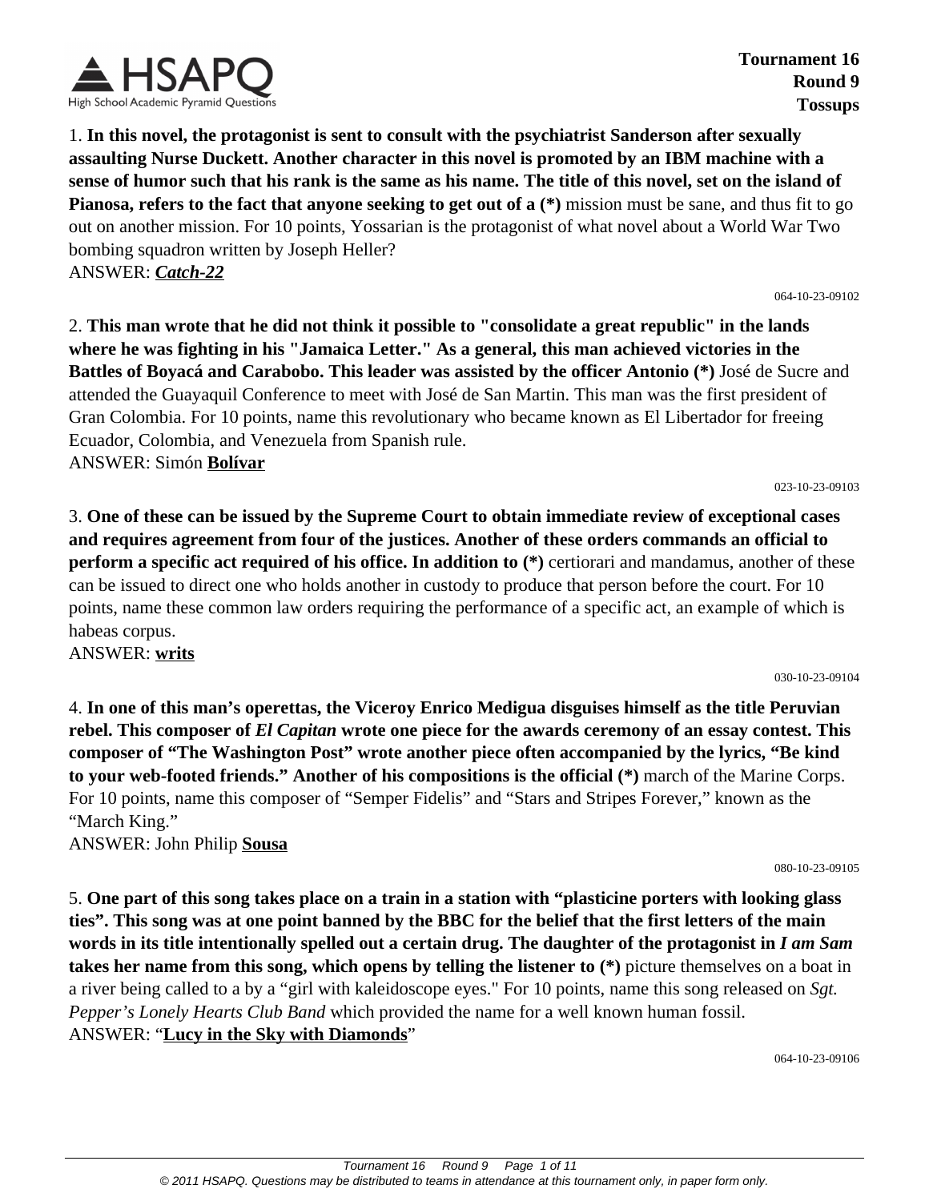**Tournament 16**
**Round 9**
**Tossups**

1. **In this novel, the protagonist is sent to consult with the psychiatrist Sanderson after sexually assaulting Nurse Duckett. Another character in this novel is promoted by an IBM machine with a sense of humor such that his rank is the same as his name. The title of this novel, set on the island of Pianosa, refers to the fact that anyone seeking to get out of a (*)** mission must be sane, and thus fit to go out on another mission. For 10 points, Yossarian is the protagonist of what novel about a World War Two bombing squadron written by Joseph Heller?
ANSWER: ***<u>Catch-22</u>***

064-10-23-09102

2. **This man wrote that he did not think it possible to "consolidate a great republic" in the lands where he was fighting in his "Jamaica Letter." As a general, this man achieved victories in the Battles of Boyacá and Carabobo. This leader was assisted by the officer Antonio (*)** José de Sucre and attended the Guayaquil Conference to meet with José de San Martin. This man was the first president of Gran Colombia. For 10 points, name this revolutionary who became known as El Libertador for freeing Ecuador, Colombia, and Venezuela from Spanish rule.
ANSWER: Simón **<u>Bolívar</u>**

023-10-23-09103

3. **One of these can be issued by the Supreme Court to obtain immediate review of exceptional cases and requires agreement from four of the justices. Another of these orders commands an official to perform a specific act required of his office. In addition to (*)** certiorari and mandamus, another of these can be issued to direct one who holds another in custody to produce that person before the court. For 10 points, name these common law orders requiring the performance of a specific act, an example of which is habeas corpus.
ANSWER: **<u>writs</u>**

030-10-23-09104

4. **In one of this man's operettas, the Viceroy Enrico Medigua disguises himself as the title Peruvian rebel. This composer of *El Capitan* wrote one piece for the awards ceremony of an essay contest. This composer of "The Washington Post" wrote another piece often accompanied by the lyrics, "Be kind to your web-footed friends." Another of his compositions is the official (*)** march of the Marine Corps. For 10 points, name this composer of "Semper Fidelis" and "Stars and Stripes Forever," known as the "March King."
ANSWER: John Philip **<u>Sousa</u>**

080-10-23-09105

5. **One part of this song takes place on a train in a station with "plasticine porters with looking glass ties". This song was at one point banned by the BBC for the belief that the first letters of the main words in its title intentionally spelled out a certain drug. The daughter of the protagonist in *I am Sam* takes her name from this song, which opens by telling the listener to (*)** picture themselves on a boat in a river being called to a by a "girl with kaleidoscope eyes." For 10 points, name this song released on *Sgt. Pepper's Lonely Hearts Club Band* which provided the name for a well known human fossil.
ANSWER: "**<u>Lucy in the Sky with Diamonds</u>**"

064-10-23-09106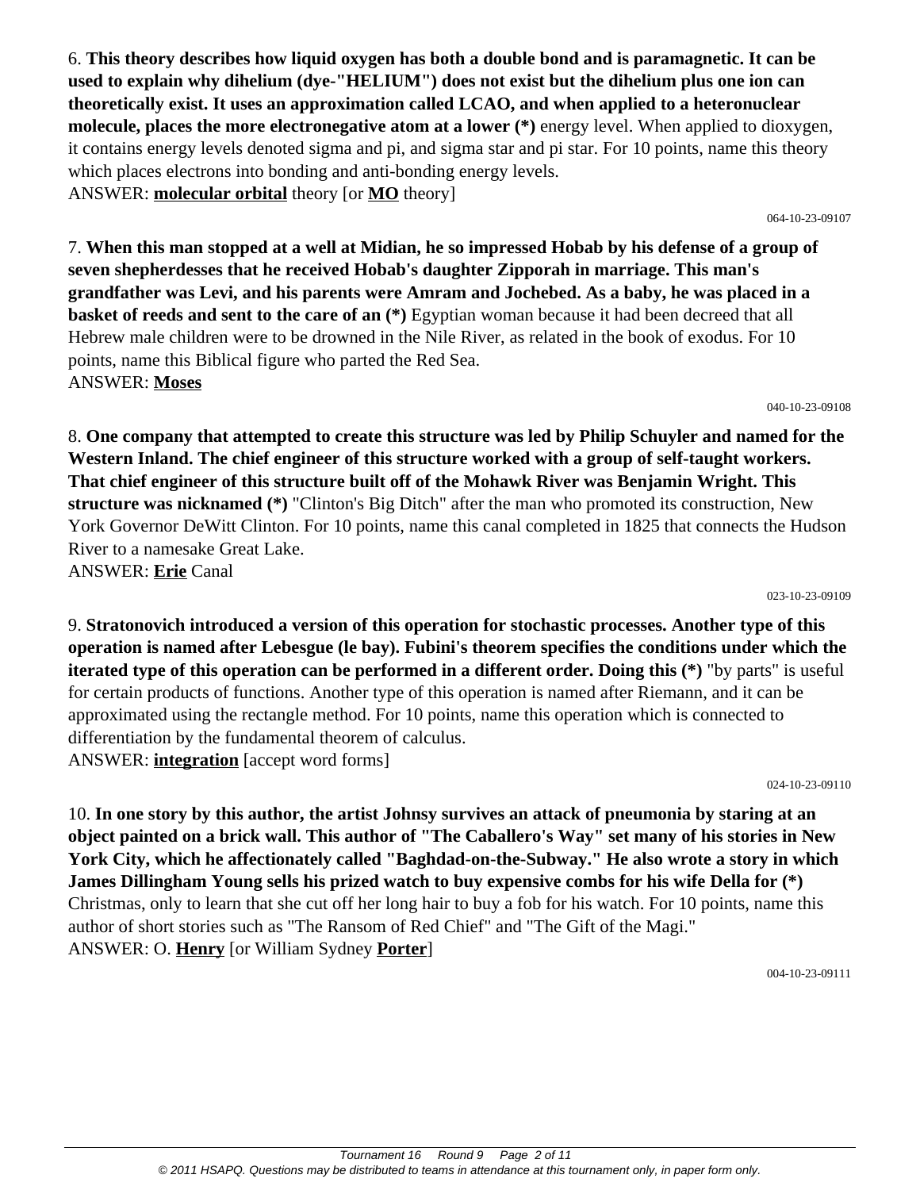6. **This theory describes how liquid oxygen has both a double bond and is paramagnetic. It can be used to explain why dihelium (dye-"HELIUM") does not exist but the dihelium plus one ion can theoretically exist. It uses an approximation called LCAO, and when applied to a heteronuclear molecule, places the more electronegative atom at a lower (*)** energy level. When applied to dioxygen, it contains energy levels denoted sigma and pi, and sigma star and pi star. For 10 points, name this theory which places electrons into bonding and anti-bonding energy levels.
ANSWER: **molecular orbital** theory [or **MO** theory]

064-10-23-09107

7. **When this man stopped at a well at Midian, he so impressed Hobab by his defense of a group of seven shepherdesses that he received Hobab's daughter Zipporah in marriage. This man's grandfather was Levi, and his parents were Amram and Jochebed. As a baby, he was placed in a basket of reeds and sent to the care of an (*)** Egyptian woman because it had been decreed that all Hebrew male children were to be drowned in the Nile River, as related in the book of exodus. For 10 points, name this Biblical figure who parted the Red Sea.
ANSWER: **Moses**

040-10-23-09108

8. **One company that attempted to create this structure was led by Philip Schuyler and named for the Western Inland. The chief engineer of this structure worked with a group of self-taught workers. That chief engineer of this structure built off of the Mohawk River was Benjamin Wright. This structure was nicknamed (*)** "Clinton's Big Ditch" after the man who promoted its construction, New York Governor DeWitt Clinton. For 10 points, name this canal completed in 1825 that connects the Hudson River to a namesake Great Lake.
ANSWER: **Erie** Canal

023-10-23-09109

9. **Stratonovich introduced a version of this operation for stochastic processes. Another type of this operation is named after Lebesgue (le bay). Fubini's theorem specifies the conditions under which the iterated type of this operation can be performed in a different order. Doing this (*)** "by parts" is useful for certain products of functions. Another type of this operation is named after Riemann, and it can be approximated using the rectangle method. For 10 points, name this operation which is connected to differentiation by the fundamental theorem of calculus.
ANSWER: **integration** [accept word forms]

024-10-23-09110

10. **In one story by this author, the artist Johnsy survives an attack of pneumonia by staring at an object painted on a brick wall. This author of "The Caballero's Way" set many of his stories in New York City, which he affectionately called "Baghdad-on-the-Subway." He also wrote a story in which James Dillingham Young sells his prized watch to buy expensive combs for his wife Della for (*)** Christmas, only to learn that she cut off her long hair to buy a fob for his watch. For 10 points, name this author of short stories such as "The Ransom of Red Chief" and "The Gift of the Magi."
ANSWER: O. **Henry** [or William Sydney **Porter**]

004-10-23-09111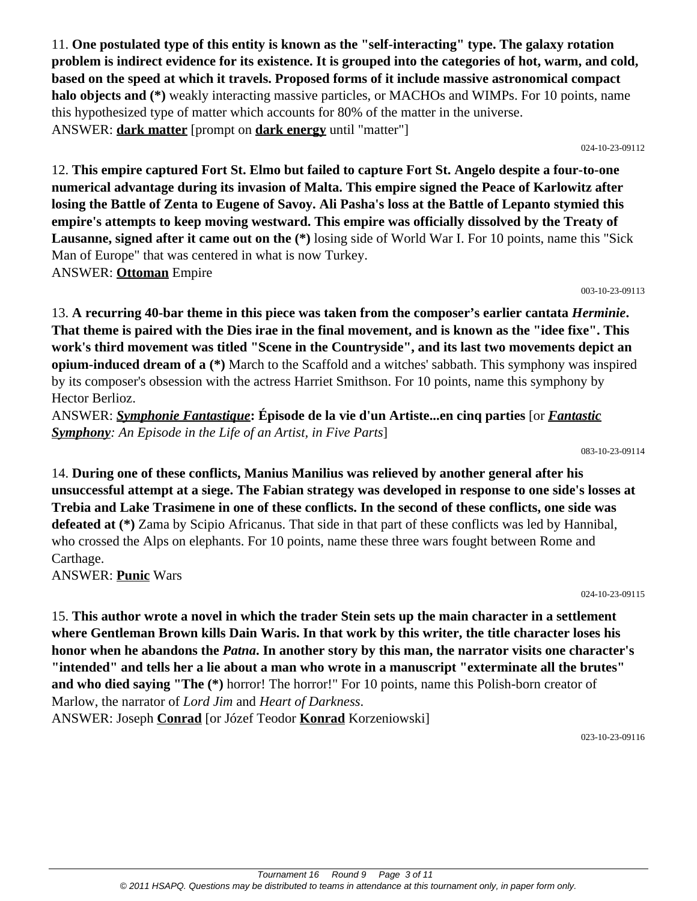11. **One postulated type of this entity is known as the "self-interacting" type. The galaxy rotation problem is indirect evidence for its existence. It is grouped into the categories of hot, warm, and cold, based on the speed at which it travels. Proposed forms of it include massive astronomical compact halo objects and (*)** weakly interacting massive particles, or MACHOs and WIMPs. For 10 points, name this hypothesized type of matter which accounts for 80% of the matter in the universe.
ANSWER: **dark matter** [prompt on **dark energy** until "matter"]

024-10-23-09112

12. **This empire captured Fort St. Elmo but failed to capture Fort St. Angelo despite a four-to-one numerical advantage during its invasion of Malta. This empire signed the Peace of Karlowitz after losing the Battle of Zenta to Eugene of Savoy. Ali Pasha's loss at the Battle of Lepanto stymied this empire's attempts to keep moving westward. This empire was officially dissolved by the Treaty of Lausanne, signed after it came out on the (*)** losing side of World War I. For 10 points, name this "Sick Man of Europe" that was centered in what is now Turkey.
ANSWER: **Ottoman** Empire

003-10-23-09113

13. **A recurring 40-bar theme in this piece was taken from the composer's earlier cantata *Herminie*. That theme is paired with the Dies irae in the final movement, and is known as the "idee fixe". This work's third movement was titled "Scene in the Countryside", and its last two movements depict an opium-induced dream of a (*)** March to the Scaffold and a witches' sabbath. This symphony was inspired by its composer's obsession with the actress Harriet Smithson. For 10 points, name this symphony by Hector Berlioz.
ANSWER: ***Symphonie Fantastique*: Épisode de la vie d'un Artiste...en cinq parties** [or ***Fantastic Symphony****: An Episode in the Life of an Artist, in Five Parts*]

083-10-23-09114

14. **During one of these conflicts, Manius Manilius was relieved by another general after his unsuccessful attempt at a siege. The Fabian strategy was developed in response to one side's losses at Trebia and Lake Trasimene in one of these conflicts. In the second of these conflicts, one side was defeated at (*)** Zama by Scipio Africanus. That side in that part of these conflicts was led by Hannibal, who crossed the Alps on elephants. For 10 points, name these three wars fought between Rome and Carthage.
ANSWER: **Punic** Wars

024-10-23-09115

15. **This author wrote a novel in which the trader Stein sets up the main character in a settlement where Gentleman Brown kills Dain Waris. In that work by this writer, the title character loses his honor when he abandons the *Patna*. In another story by this man, the narrator visits one character's "intended" and tells her a lie about a man who wrote in a manuscript "exterminate all the brutes" and who died saying "The (*)** horror! The horror!" For 10 points, name this Polish-born creator of Marlow, the narrator of *Lord Jim* and *Heart of Darkness*.
ANSWER: Joseph **Conrad** [or Józef Teodor **Konrad** Korzeniowski]

023-10-23-09116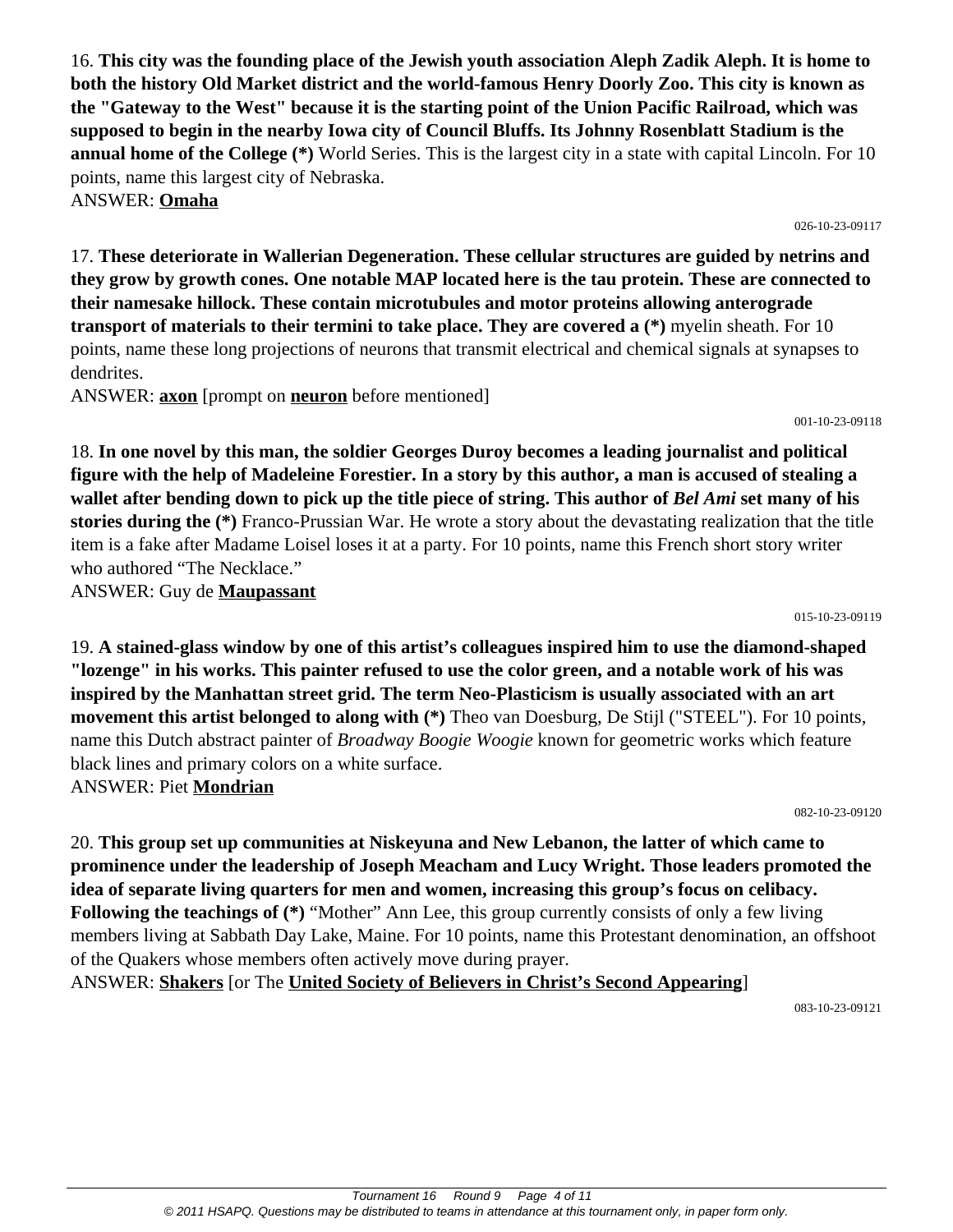16. **This city was the founding place of the Jewish youth association Aleph Zadik Aleph. It is home to both the history Old Market district and the world-famous Henry Doorly Zoo. This city is known as the "Gateway to the West" because it is the starting point of the Union Pacific Railroad, which was supposed to begin in the nearby Iowa city of Council Bluffs. Its Johnny Rosenblatt Stadium is the annual home of the College (*)** World Series. This is the largest city in a state with capital Lincoln. For 10 points, name this largest city of Nebraska.

ANSWER: **Omaha**

026-10-23-09117

17. **These deteriorate in Wallerian Degeneration. These cellular structures are guided by netrins and they grow by growth cones. One notable MAP located here is the tau protein. These are connected to their namesake hillock. These contain microtubules and motor proteins allowing anterograde transport of materials to their termini to take place. They are covered a (*)** myelin sheath. For 10 points, name these long projections of neurons that transmit electrical and chemical signals at synapses to dendrites.

ANSWER: **axon** [prompt on **neuron** before mentioned]

001-10-23-09118

18. **In one novel by this man, the soldier Georges Duroy becomes a leading journalist and political figure with the help of Madeleine Forestier. In a story by this author, a man is accused of stealing a wallet after bending down to pick up the title piece of string. This author of *Bel Ami* set many of his stories during the (*)** Franco-Prussian War. He wrote a story about the devastating realization that the title item is a fake after Madame Loisel loses it at a party. For 10 points, name this French short story writer who authored "The Necklace."

ANSWER: Guy de **Maupassant**

015-10-23-09119

19. **A stained-glass window by one of this artist's colleagues inspired him to use the diamond-shaped "lozenge" in his works. This painter refused to use the color green, and a notable work of his was inspired by the Manhattan street grid. The term Neo-Plasticism is usually associated with an art movement this artist belonged to along with (*)** Theo van Doesburg, De Stijl ("STEEL"). For 10 points, name this Dutch abstract painter of *Broadway Boogie Woogie* known for geometric works which feature black lines and primary colors on a white surface.

ANSWER: Piet **Mondrian**

082-10-23-09120

20. **This group set up communities at Niskeyuna and New Lebanon, the latter of which came to prominence under the leadership of Joseph Meacham and Lucy Wright. Those leaders promoted the idea of separate living quarters for men and women, increasing this group's focus on celibacy. Following the teachings of (*)** "Mother" Ann Lee, this group currently consists of only a few living members living at Sabbath Day Lake, Maine. For 10 points, name this Protestant denomination, an offshoot of the Quakers whose members often actively move during prayer.

ANSWER: **Shakers** [or The **United Society of Believers in Christ's Second Appearing**]

083-10-23-09121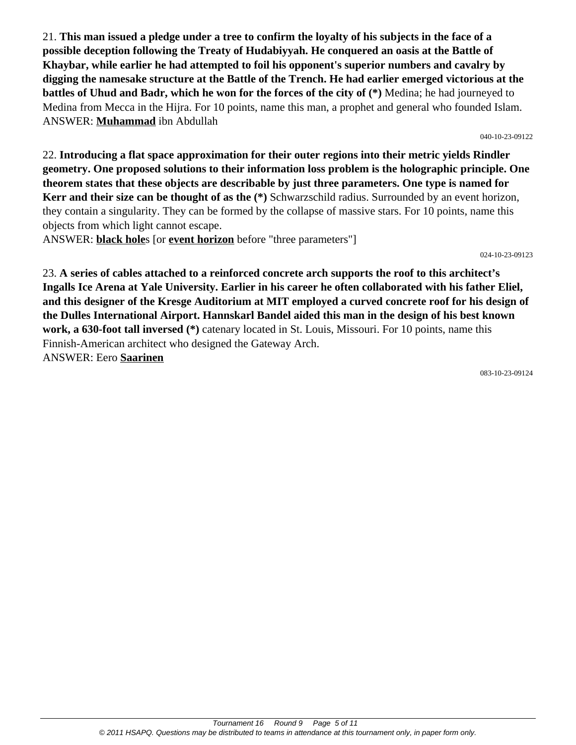21. **This man issued a pledge under a tree to confirm the loyalty of his subjects in the face of a possible deception following the Treaty of Hudabiyyah. He conquered an oasis at the Battle of Khaybar, while earlier he had attempted to foil his opponent's superior numbers and cavalry by digging the namesake structure at the Battle of the Trench. He had earlier emerged victorious at the battles of Uhud and Badr, which he won for the forces of the city of (*)** Medina; he had journeyed to Medina from Mecca in the Hijra. For 10 points, name this man, a prophet and general who founded Islam.
ANSWER: **Muhammad** ibn Abdullah

040-10-23-09122

22. **Introducing a flat space approximation for their outer regions into their metric yields Rindler geometry. One proposed solutions to their information loss problem is the holographic principle. One theorem states that these objects are describable by just three parameters. One type is named for Kerr and their size can be thought of as the (*)** Schwarzschild radius. Surrounded by an event horizon, they contain a singularity. They can be formed by the collapse of massive stars. For 10 points, name this objects from which light cannot escape.
ANSWER: **black hole**s [or **event horizon** before "three parameters"]

024-10-23-09123

23. **A series of cables attached to a reinforced concrete arch supports the roof to this architect's Ingalls Ice Arena at Yale University. Earlier in his career he often collaborated with his father Eliel, and this designer of the Kresge Auditorium at MIT employed a curved concrete roof for his design of the Dulles International Airport. Hannskarl Bandel aided this man in the design of his best known work, a 630-foot tall inversed (*)** catenary located in St. Louis, Missouri. For 10 points, name this Finnish-American architect who designed the Gateway Arch.
ANSWER: Eero **Saarinen**

083-10-23-09124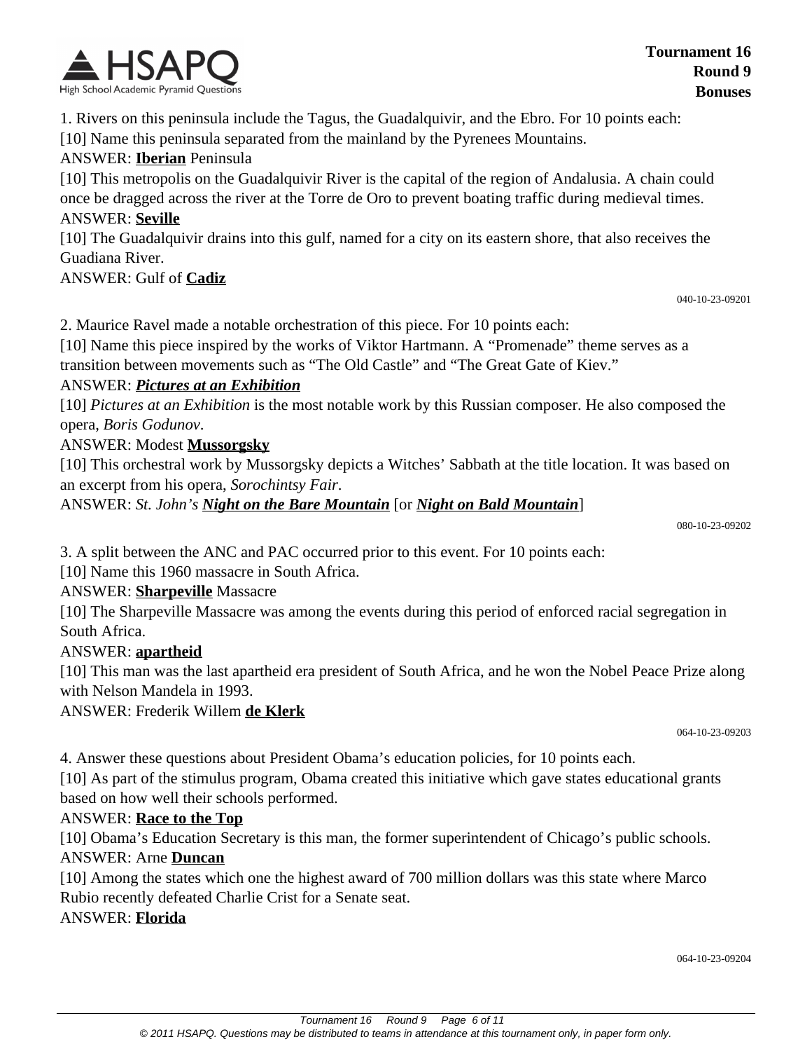1. Rivers on this peninsula include the Tagus, the Guadalquivir, and the Ebro. For 10 points each:

[10] Name this peninsula separated from the mainland by the Pyrenees Mountains.

ANSWER: **Iberian** Peninsula

[10] This metropolis on the Guadalquivir River is the capital of the region of Andalusia. A chain could once be dragged across the river at the Torre de Oro to prevent boating traffic during medieval times.

ANSWER: **Seville**

[10] The Guadalquivir drains into this gulf, named for a city on its eastern shore, that also receives the Guadiana River.

ANSWER: Gulf of **Cadiz**

040-10-23-09201

2. Maurice Ravel made a notable orchestration of this piece. For 10 points each:

[10] Name this piece inspired by the works of Viktor Hartmann. A "Promenade" theme serves as a transition between movements such as "The Old Castle" and "The Great Gate of Kiev."

ANSWER: ***Pictures at an Exhibition***

[10] *Pictures at an Exhibition* is the most notable work by this Russian composer. He also composed the opera, *Boris Godunov*.

ANSWER: Modest **Mussorgsky**

[10] This orchestral work by Mussorgsky depicts a Witches' Sabbath at the title location. It was based on an excerpt from his opera, *Sorochintsy Fair*.

ANSWER: *St. John's* ***Night on the Bare Mountain*** [or ***Night on Bald Mountain***]

080-10-23-09202

3. A split between the ANC and PAC occurred prior to this event. For 10 points each:

[10] Name this 1960 massacre in South Africa.

ANSWER: **Sharpeville** Massacre

[10] The Sharpeville Massacre was among the events during this period of enforced racial segregation in South Africa.

ANSWER: **apartheid**

[10] This man was the last apartheid era president of South Africa, and he won the Nobel Peace Prize along with Nelson Mandela in 1993.

ANSWER: Frederik Willem **de Klerk**

064-10-23-09203

4. Answer these questions about President Obama's education policies, for 10 points each.

[10] As part of the stimulus program, Obama created this initiative which gave states educational grants based on how well their schools performed.

ANSWER: **Race to the Top**

[10] Obama's Education Secretary is this man, the former superintendent of Chicago's public schools.

ANSWER: Arne **Duncan**

[10] Among the states which one the highest award of 700 million dollars was this state where Marco Rubio recently defeated Charlie Crist for a Senate seat.

ANSWER: **Florida**

064-10-23-09204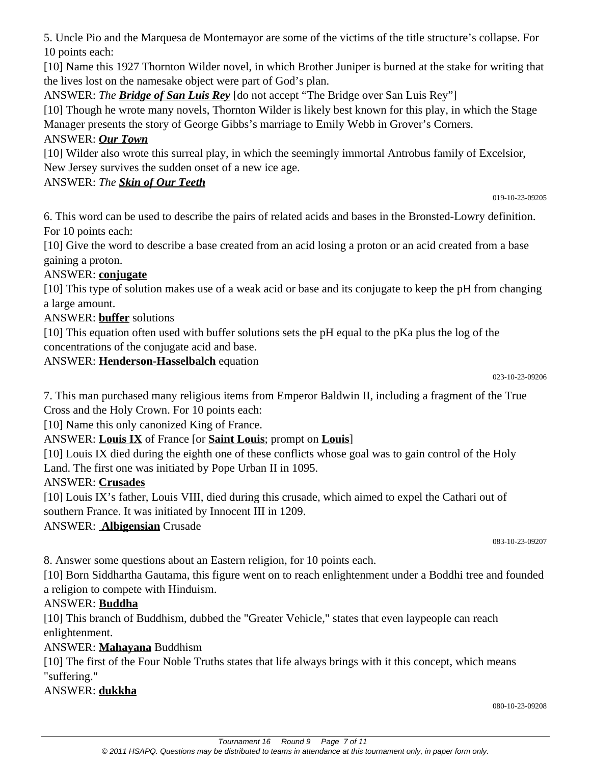5. Uncle Pio and the Marquesa de Montemayor are some of the victims of the title structure's collapse. For 10 points each:

[10] Name this 1927 Thornton Wilder novel, in which Brother Juniper is burned at the stake for writing that the lives lost on the namesake object were part of God's plan.

ANSWER: *The* ***Bridge of San Luis Rey*** [do not accept "The Bridge over San Luis Rey"]

[10] Though he wrote many novels, Thornton Wilder is likely best known for this play, in which the Stage Manager presents the story of George Gibbs's marriage to Emily Webb in Grover's Corners.

ANSWER: ***Our Town***

[10] Wilder also wrote this surreal play, in which the seemingly immortal Antrobus family of Excelsior, New Jersey survives the sudden onset of a new ice age.

ANSWER: *The* ***Skin of Our Teeth***

019-10-23-09205

6. This word can be used to describe the pairs of related acids and bases in the Bronsted-Lowry definition. For 10 points each:

[10] Give the word to describe a base created from an acid losing a proton or an acid created from a base gaining a proton.

ANSWER: **conjugate**

[10] This type of solution makes use of a weak acid or base and its conjugate to keep the pH from changing a large amount.

ANSWER: **buffer** solutions

[10] This equation often used with buffer solutions sets the pH equal to the pKa plus the log of the concentrations of the conjugate acid and base.

ANSWER: **Henderson-Hasselbalch** equation

023-10-23-09206

7. This man purchased many religious items from Emperor Baldwin II, including a fragment of the True Cross and the Holy Crown. For 10 points each:

[10] Name this only canonized King of France.

ANSWER: **Louis IX** of France [or **Saint Louis**; prompt on **Louis**]

[10] Louis IX died during the eighth one of these conflicts whose goal was to gain control of the Holy Land. The first one was initiated by Pope Urban II in 1095.

ANSWER: **Crusades**

[10] Louis IX's father, Louis VIII, died during this crusade, which aimed to expel the Cathari out of southern France. It was initiated by Innocent III in 1209.

ANSWER: **Albigensian** Crusade

083-10-23-09207

8. Answer some questions about an Eastern religion, for 10 points each.

[10] Born Siddhartha Gautama, this figure went on to reach enlightenment under a Boddhi tree and founded a religion to compete with Hinduism.

ANSWER: **Buddha**

[10] This branch of Buddhism, dubbed the "Greater Vehicle," states that even laypeople can reach enlightenment.

ANSWER: **Mahayana** Buddhism

[10] The first of the Four Noble Truths states that life always brings with it this concept, which means "suffering."

ANSWER: **dukkha**

080-10-23-09208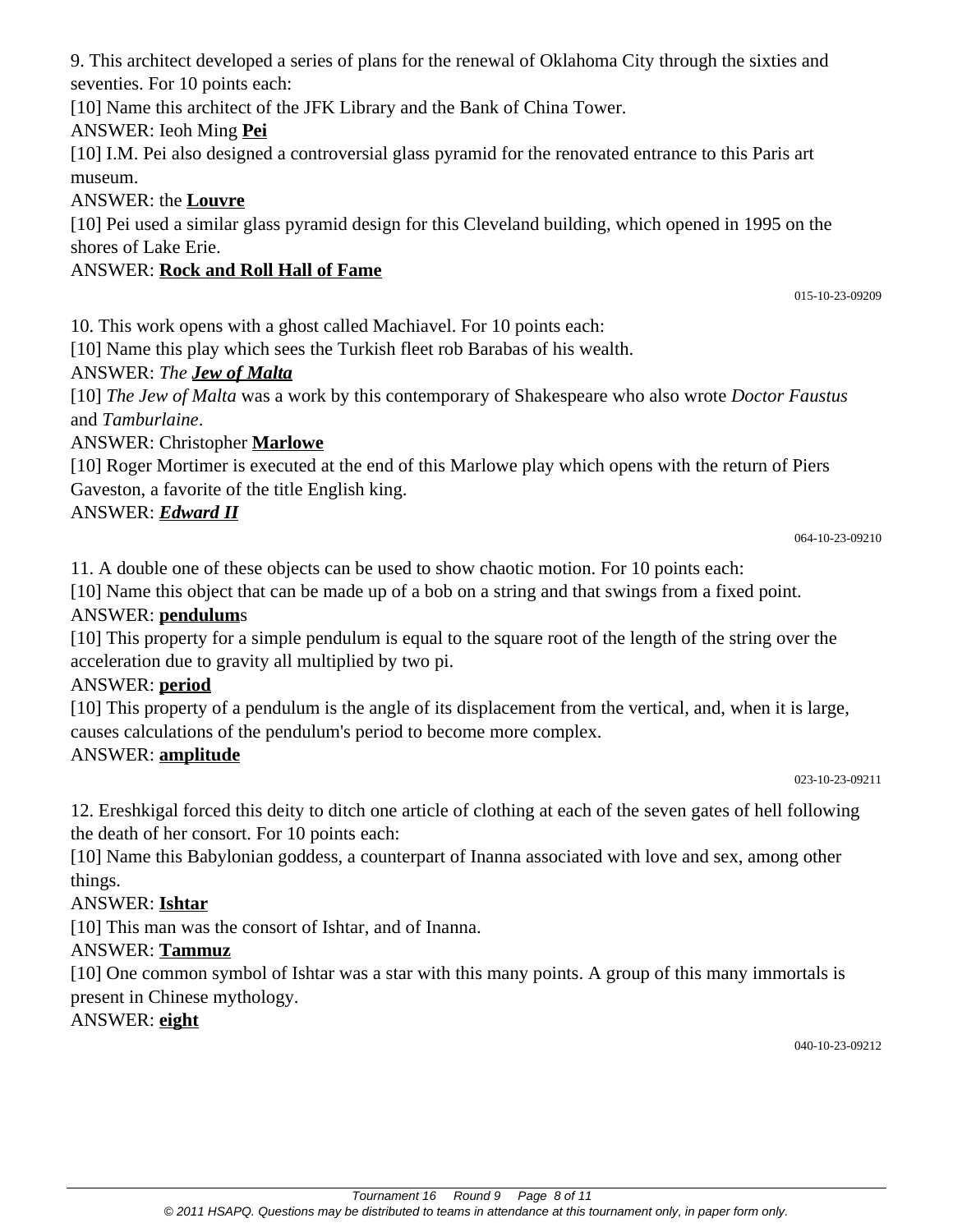9. This architect developed a series of plans for the renewal of Oklahoma City through the sixties and seventies. For 10 points each:

[10] Name this architect of the JFK Library and the Bank of China Tower.

ANSWER: Ieoh Ming **Pei**

[10] I.M. Pei also designed a controversial glass pyramid for the renovated entrance to this Paris art museum.

ANSWER: the **Louvre**

[10] Pei used a similar glass pyramid design for this Cleveland building, which opened in 1995 on the shores of Lake Erie.

ANSWER: **Rock and Roll Hall of Fame**

015-10-23-09209

10. This work opens with a ghost called Machiavel. For 10 points each:

[10] Name this play which sees the Turkish fleet rob Barabas of his wealth.

ANSWER: *The **Jew of Malta***

[10] *The Jew of Malta* was a work by this contemporary of Shakespeare who also wrote *Doctor Faustus* and *Tamburlaine*.

ANSWER: Christopher **Marlowe**

[10] Roger Mortimer is executed at the end of this Marlowe play which opens with the return of Piers Gaveston, a favorite of the title English king.

ANSWER: ***Edward II***

064-10-23-09210

11. A double one of these objects can be used to show chaotic motion. For 10 points each:

[10] Name this object that can be made up of a bob on a string and that swings from a fixed point.

ANSWER: **pendulum**s

[10] This property for a simple pendulum is equal to the square root of the length of the string over the acceleration due to gravity all multiplied by two pi.

ANSWER: **period**

[10] This property of a pendulum is the angle of its displacement from the vertical, and, when it is large, causes calculations of the pendulum's period to become more complex.

ANSWER: **amplitude**

023-10-23-09211

12. Ereshkigal forced this deity to ditch one article of clothing at each of the seven gates of hell following the death of her consort. For 10 points each:

[10] Name this Babylonian goddess, a counterpart of Inanna associated with love and sex, among other things.

ANSWER: **Ishtar**

[10] This man was the consort of Ishtar, and of Inanna.

ANSWER: **Tammuz**

[10] One common symbol of Ishtar was a star with this many points. A group of this many immortals is present in Chinese mythology.

ANSWER: **eight**

040-10-23-09212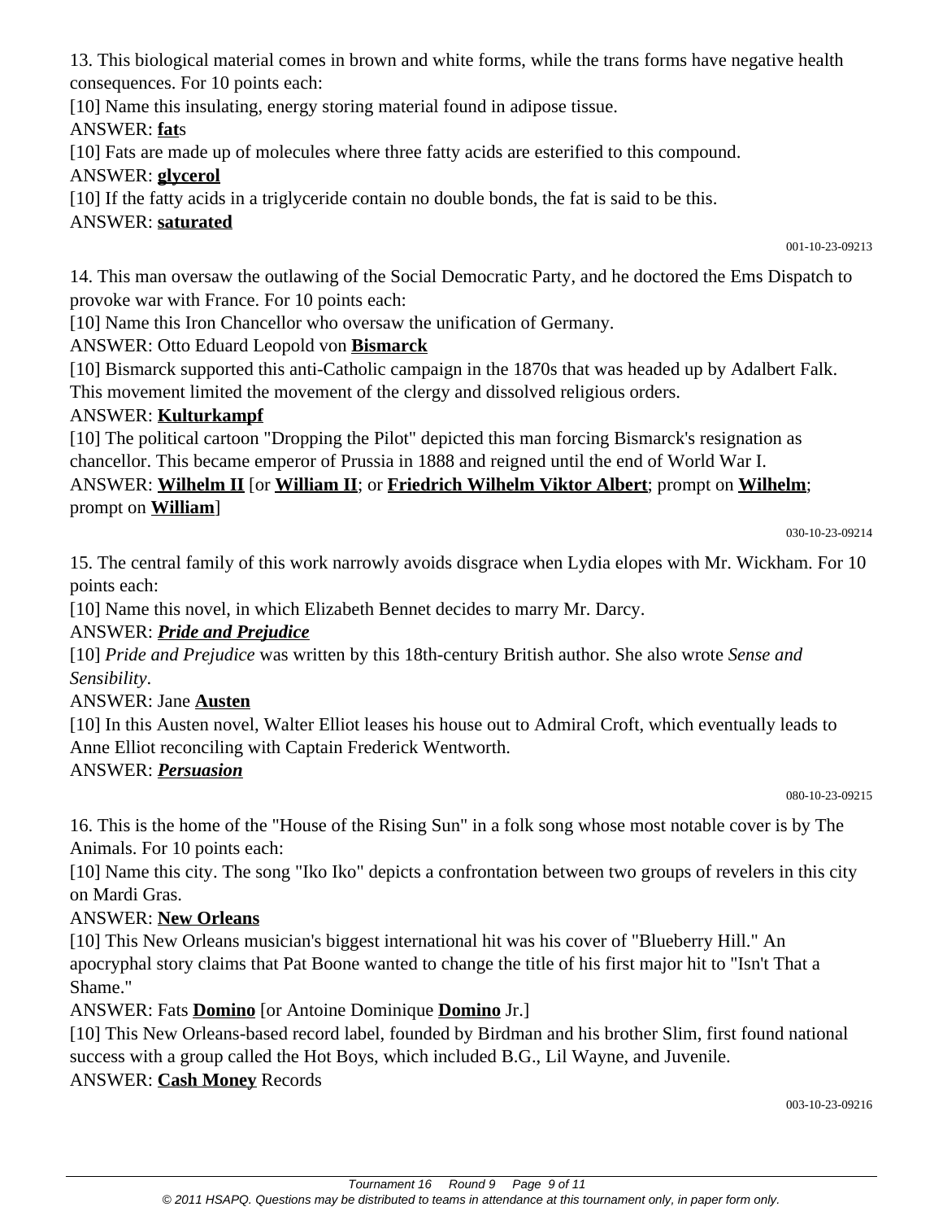13. This biological material comes in brown and white forms, while the trans forms have negative health consequences. For 10 points each:

[10] Name this insulating, energy storing material found in adipose tissue.

ANSWER: **<u>fat</u>**s

[10] Fats are made up of molecules where three fatty acids are esterified to this compound.

ANSWER: **<u>glycerol</u>**

[10] If the fatty acids in a triglyceride contain no double bonds, the fat is said to be this.

ANSWER: **<u>saturated</u>**

001-10-23-09213

14. This man oversaw the outlawing of the Social Democratic Party, and he doctored the Ems Dispatch to provoke war with France. For 10 points each:

[10] Name this Iron Chancellor who oversaw the unification of Germany.

ANSWER: Otto Eduard Leopold von **<u>Bismarck</u>**

[10] Bismarck supported this anti-Catholic campaign in the 1870s that was headed up by Adalbert Falk. This movement limited the movement of the clergy and dissolved religious orders.

ANSWER: **<u>Kulturkampf</u>**

[10] The political cartoon "Dropping the Pilot" depicted this man forcing Bismarck's resignation as chancellor. This became emperor of Prussia in 1888 and reigned until the end of World War I.

ANSWER: **<u>Wilhelm II</u>** [or **<u>William II</u>**; or **<u>Friedrich Wilhelm Viktor Albert</u>**; prompt on **<u>Wilhelm</u>**; prompt on **<u>William</u>**]

030-10-23-09214

15. The central family of this work narrowly avoids disgrace when Lydia elopes with Mr. Wickham. For 10 points each:

[10] Name this novel, in which Elizabeth Bennet decides to marry Mr. Darcy.

ANSWER: ***<u>Pride and Prejudice</u>***

[10] *Pride and Prejudice* was written by this 18th-century British author. She also wrote *Sense and Sensibility*.

ANSWER: Jane **<u>Austen</u>**

[10] In this Austen novel, Walter Elliot leases his house out to Admiral Croft, which eventually leads to Anne Elliot reconciling with Captain Frederick Wentworth.

ANSWER: ***<u>Persuasion</u>***

080-10-23-09215

16. This is the home of the "House of the Rising Sun" in a folk song whose most notable cover is by The Animals. For 10 points each:

[10] Name this city. The song "Iko Iko" depicts a confrontation between two groups of revelers in this city on Mardi Gras.

ANSWER: **<u>New Orleans</u>**

[10] This New Orleans musician's biggest international hit was his cover of "Blueberry Hill." An apocryphal story claims that Pat Boone wanted to change the title of his first major hit to "Isn't That a Shame."

ANSWER: Fats **<u>Domino</u>** [or Antoine Dominique **<u>Domino</u>** Jr.]

[10] This New Orleans-based record label, founded by Birdman and his brother Slim, first found national success with a group called the Hot Boys, which included B.G., Lil Wayne, and Juvenile.

ANSWER: **<u>Cash Money</u>** Records

003-10-23-09216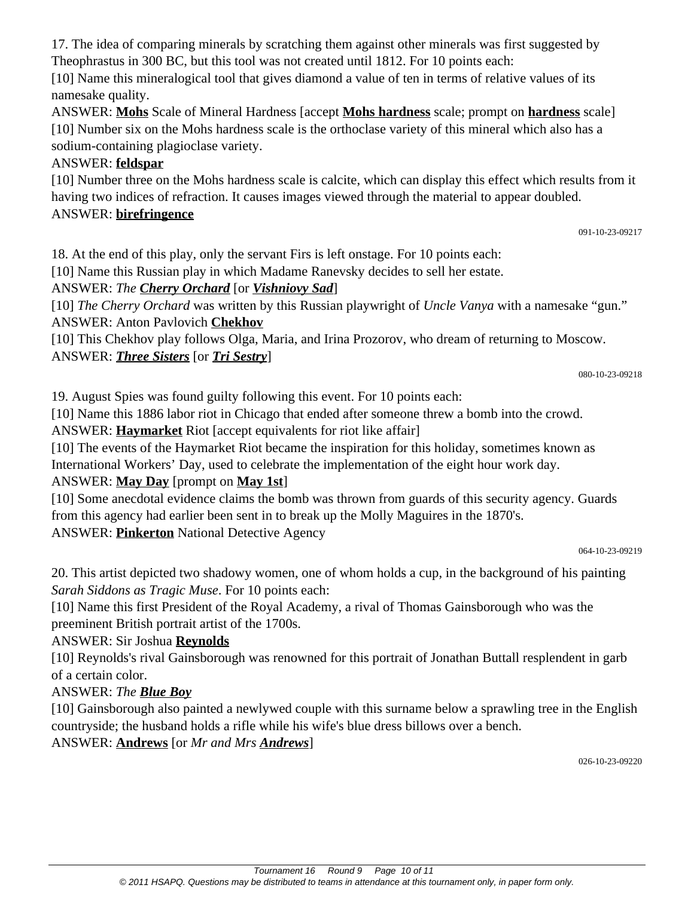17. The idea of comparing minerals by scratching them against other minerals was first suggested by Theophrastus in 300 BC, but this tool was not created until 1812. For 10 points each:

[10] Name this mineralogical tool that gives diamond a value of ten in terms of relative values of its namesake quality.

ANSWER: **Mohs** Scale of Mineral Hardness [accept **Mohs hardness** scale; prompt on **hardness** scale]

[10] Number six on the Mohs hardness scale is the orthoclase variety of this mineral which also has a sodium-containing plagioclase variety.

ANSWER: **feldspar**

[10] Number three on the Mohs hardness scale is calcite, which can display this effect which results from it having two indices of refraction. It causes images viewed through the material to appear doubled.

ANSWER: **birefringence**

091-10-23-09217

18. At the end of this play, only the servant Firs is left onstage. For 10 points each:

[10] Name this Russian play in which Madame Ranevsky decides to sell her estate.

ANSWER: *The **Cherry Orchard*** [or ***Vishniovy Sad***]

[10] *The Cherry Orchard* was written by this Russian playwright of *Uncle Vanya* with a namesake "gun."

ANSWER: Anton Pavlovich **Chekhov**

[10] This Chekhov play follows Olga, Maria, and Irina Prozorov, who dream of returning to Moscow.

ANSWER: ***Three Sisters*** [or ***Tri Sestry***]

080-10-23-09218

19. August Spies was found guilty following this event. For 10 points each:

[10] Name this 1886 labor riot in Chicago that ended after someone threw a bomb into the crowd.

ANSWER: **Haymarket** Riot [accept equivalents for riot like affair]

[10] The events of the Haymarket Riot became the inspiration for this holiday, sometimes known as International Workers' Day, used to celebrate the implementation of the eight hour work day.

ANSWER: **May Day** [prompt on **May 1st**]

[10] Some anecdotal evidence claims the bomb was thrown from guards of this security agency. Guards from this agency had earlier been sent in to break up the Molly Maguires in the 1870's.

ANSWER: **Pinkerton** National Detective Agency

064-10-23-09219

20. This artist depicted two shadowy women, one of whom holds a cup, in the background of his painting *Sarah Siddons as Tragic Muse*. For 10 points each:

[10] Name this first President of the Royal Academy, a rival of Thomas Gainsborough who was the preeminent British portrait artist of the 1700s.

ANSWER: Sir Joshua **Reynolds**

[10] Reynolds's rival Gainsborough was renowned for this portrait of Jonathan Buttall resplendent in garb of a certain color.

ANSWER: *The **Blue Boy***

[10] Gainsborough also painted a newlywed couple with this surname below a sprawling tree in the English countryside; the husband holds a rifle while his wife's blue dress billows over a bench.

ANSWER: **Andrews** [or *Mr and Mrs **Andrews***]

026-10-23-09220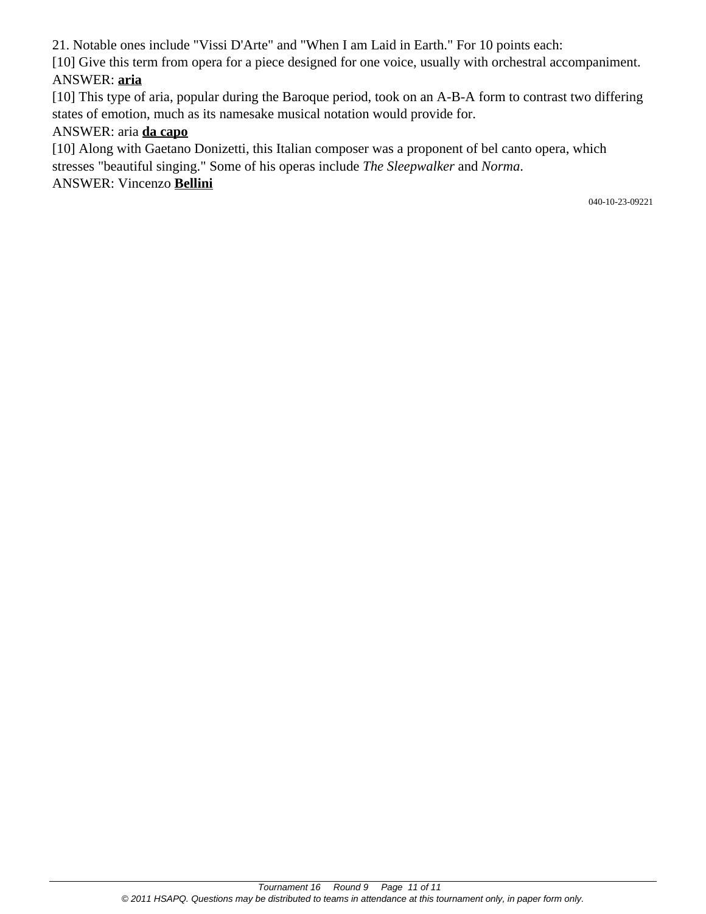21. Notable ones include "Vissi D'Arte" and "When I am Laid in Earth." For 10 points each:

[10] Give this term from opera for a piece designed for one voice, usually with orchestral accompaniment.

ANSWER: **aria**

[10] This type of aria, popular during the Baroque period, took on an A-B-A form to contrast two differing states of emotion, much as its namesake musical notation would provide for.

ANSWER: aria **da capo**

[10] Along with Gaetano Donizetti, this Italian composer was a proponent of bel canto opera, which stresses "beautiful singing." Some of his operas include *The Sleepwalker* and *Norma*.

ANSWER: Vincenzo **Bellini**

040-10-23-09221